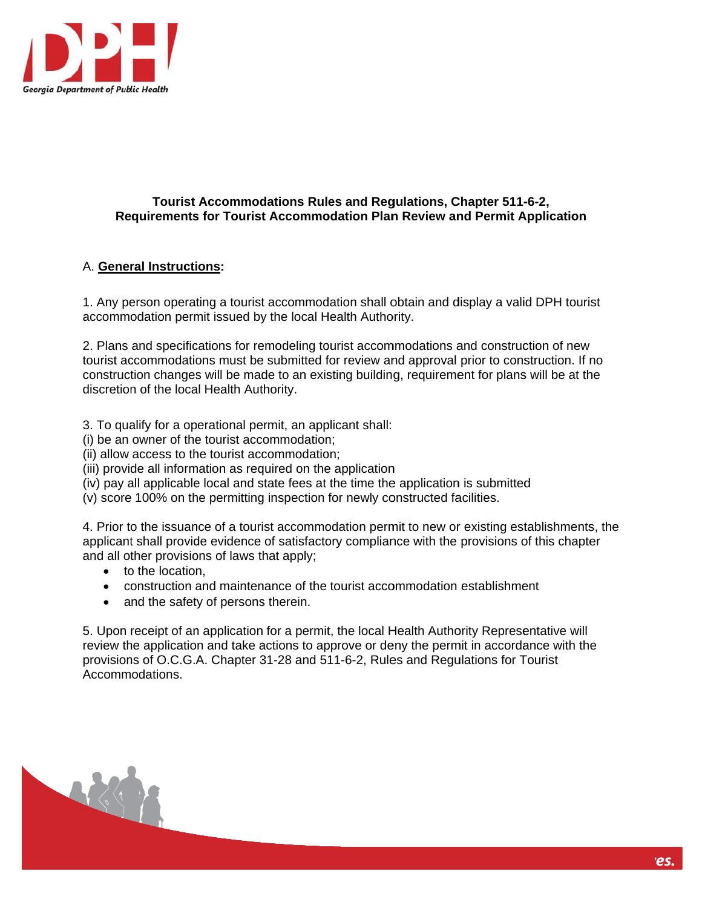## Tourist Accommodations Rules and Regulations, Chapter 511-6-2, Requirements for Tourist Accommodation Plan Review and Permit Application

A. **General Instructions:**

1. Any person operating a tourist accommodation shall obtain and display a valid DPH tourist accommodation permit issued by the local Health Authority.

2. Plans and specifications for remodeling tourist accommodations and construction of new tourist accommodations must be submitted for review and approval prior to construction. If no construction changes will be made to an existing building, requirement for plans will be at the discretion of the local Health Authority.

3. To qualify for a operational permit, an applicant shall:
(i) be an owner of the tourist accommodation;
(ii) allow access to the tourist accommodation;
(iii) provide all information as required on the application
(iv) pay all applicable local and state fees at the time the application is submitted
(v) score 100% on the permitting inspection for newly constructed facilities.

4. Prior to the issuance of a tourist accommodation permit to new or existing establishments, the applicant shall provide evidence of satisfactory compliance with the provisions of this chapter and all other provisions of laws that apply;
   - to the location,
   - construction and maintenance of the tourist accommodation establishment
   - and the safety of persons therein.

5. Upon receipt of an application for a permit, the local Health Authority Representative will review the application and take actions to approve or deny the permit in accordance with the provisions of O.C.G.A. Chapter 31-28 and 511-6-2, Rules and Regulations for Tourist Accommodations.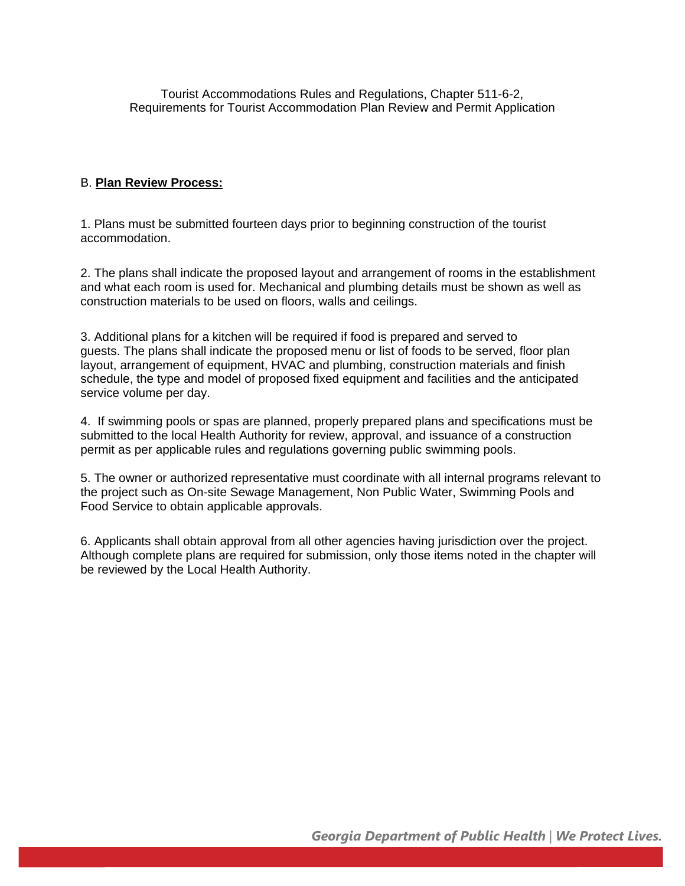Tourist Accommodations Rules and Regulations, Chapter 511-6-2,
Requirements for Tourist Accommodation Plan Review and Permit Application

B. **Plan Review Process:**

1. Plans must be submitted fourteen days prior to beginning construction of the tourist accommodation.

2. The plans shall indicate the proposed layout and arrangement of rooms in the establishment and what each room is used for. Mechanical and plumbing details must be shown as well as construction materials to be used on floors, walls and ceilings.

3. Additional plans for a kitchen will be required if food is prepared and served to guests. The plans shall indicate the proposed menu or list of foods to be served, floor plan layout, arrangement of equipment, HVAC and plumbing, construction materials and finish schedule, the type and model of proposed fixed equipment and facilities and the anticipated service volume per day.

4. If swimming pools or spas are planned, properly prepared plans and specifications must be submitted to the local Health Authority for review, approval, and issuance of a construction permit as per applicable rules and regulations governing public swimming pools.

5. The owner or authorized representative must coordinate with all internal programs relevant to the project such as On-site Sewage Management, Non Public Water, Swimming Pools and Food Service to obtain applicable approvals.

6. Applicants shall obtain approval from all other agencies having jurisdiction over the project. Although complete plans are required for submission, only those items noted in the chapter will be reviewed by the Local Health Authority.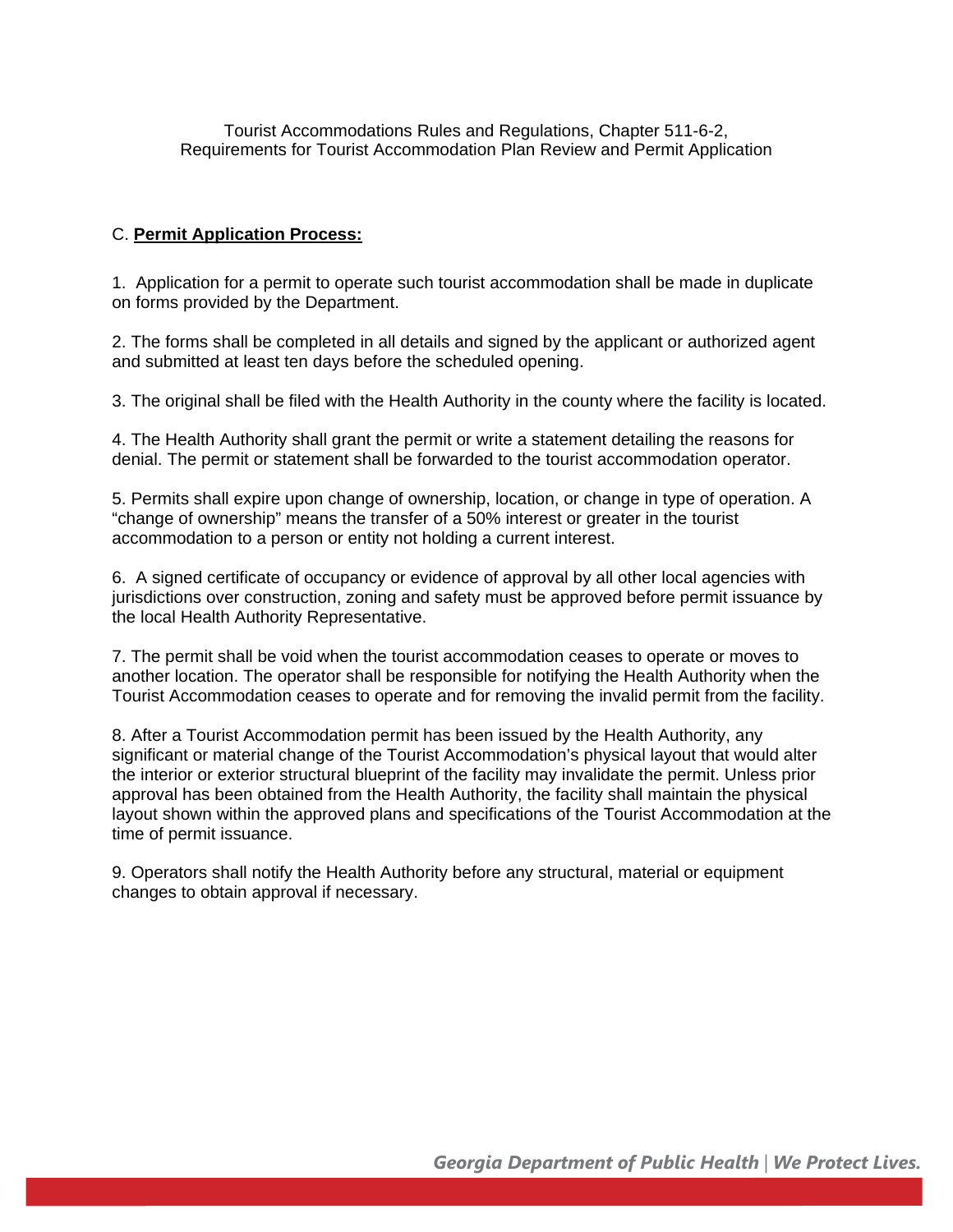Tourist Accommodations Rules and Regulations, Chapter 511-6-2,
Requirements for Tourist Accommodation Plan Review and Permit Application

C. **Permit Application Process:**

1. Application for a permit to operate such tourist accommodation shall be made in duplicate on forms provided by the Department.

2. The forms shall be completed in all details and signed by the applicant or authorized agent and submitted at least ten days before the scheduled opening.

3. The original shall be filed with the Health Authority in the county where the facility is located.

4. The Health Authority shall grant the permit or write a statement detailing the reasons for denial. The permit or statement shall be forwarded to the tourist accommodation operator.

5. Permits shall expire upon change of ownership, location, or change in type of operation. A "change of ownership" means the transfer of a 50% interest or greater in the tourist accommodation to a person or entity not holding a current interest.

6. A signed certificate of occupancy or evidence of approval by all other local agencies with jurisdictions over construction, zoning and safety must be approved before permit issuance by the local Health Authority Representative.

7. The permit shall be void when the tourist accommodation ceases to operate or moves to another location. The operator shall be responsible for notifying the Health Authority when the Tourist Accommodation ceases to operate and for removing the invalid permit from the facility.

8. After a Tourist Accommodation permit has been issued by the Health Authority, any significant or material change of the Tourist Accommodation's physical layout that would alter the interior or exterior structural blueprint of the facility may invalidate the permit. Unless prior approval has been obtained from the Health Authority, the facility shall maintain the physical layout shown within the approved plans and specifications of the Tourist Accommodation at the time of permit issuance.

9. Operators shall notify the Health Authority before any structural, material or equipment changes to obtain approval if necessary.